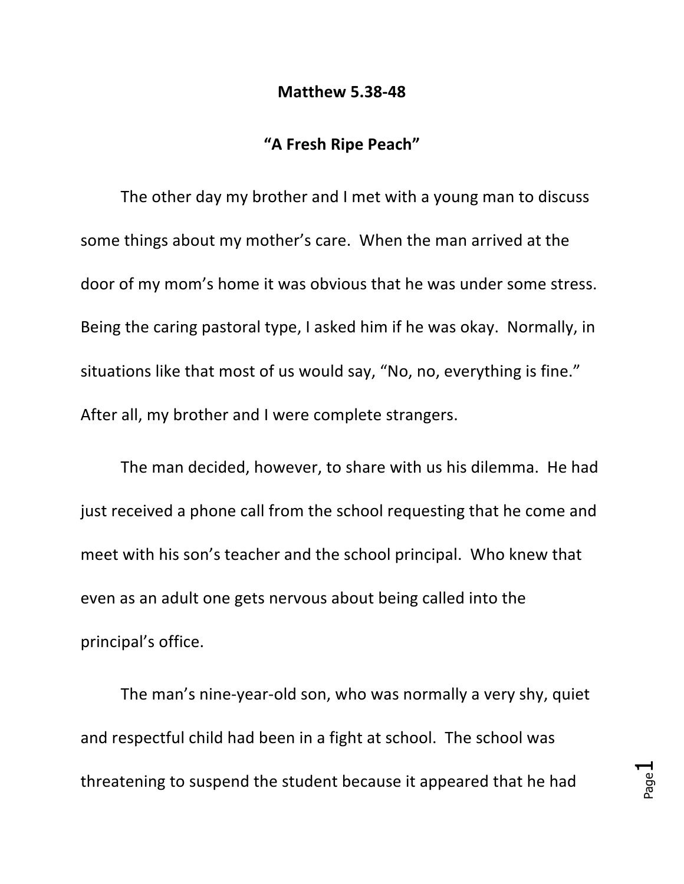**Matthew 5.38-48**

**"A Fresh Ripe Peach"**

The other day my brother and I met with a young man to discuss some things about my mother's care. When the man arrived at the door of my mom's home it was obvious that he was under some stress. Being the caring pastoral type, I asked him if he was okay. Normally, in situations like that most of us would say, "No, no, everything is fine." After all, my brother and I were complete strangers.

The man decided, however, to share with us his dilemma. He had just received a phone call from the school requesting that he come and meet with his son's teacher and the school principal. Who knew that even as an adult one gets nervous about being called into the principal's office.

The man's nine-year-old son, who was normally a very shy, quiet and respectful child had been in a fight at school. The school was threatening to suspend the student because it appeared that he had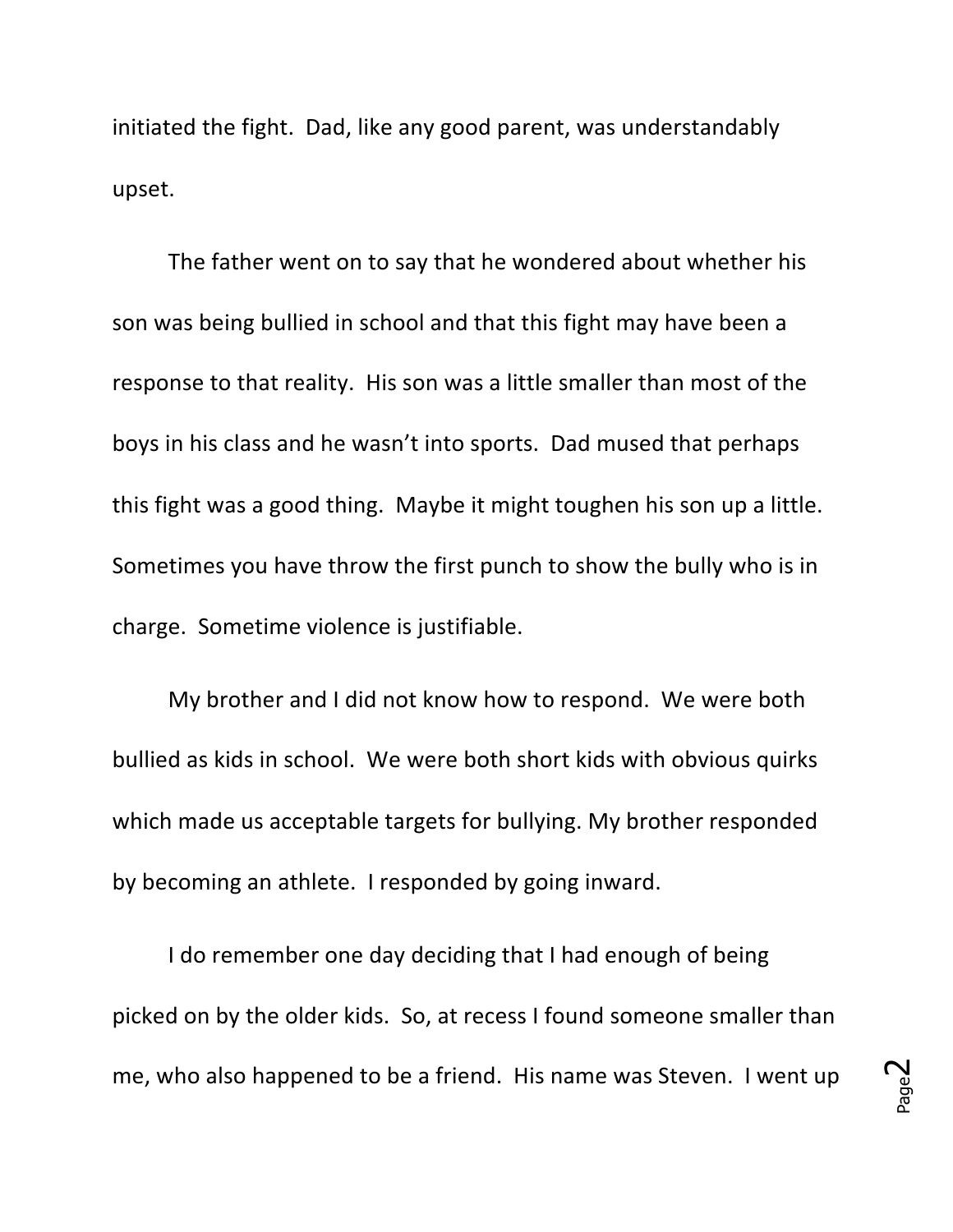initiated the fight. Dad, like any good parent, was understandably upset.

The father went on to say that he wondered about whether his son was being bullied in school and that this fight may have been a response to that reality. His son was a little smaller than most of the boys in his class and he wasn't into sports. Dad mused that perhaps this fight was a good thing. Maybe it might toughen his son up a little. Sometimes you have throw the first punch to show the bully who is in charge. Sometime violence is justifiable.

My brother and I did not know how to respond. We were both bullied as kids in school. We were both short kids with obvious quirks which made us acceptable targets for bullying. My brother responded by becoming an athlete. I responded by going inward.

I do remember one day deciding that I had enough of being picked on by the older kids. So, at recess I found someone smaller than me, who also happened to be a friend. His name was Steven. I went up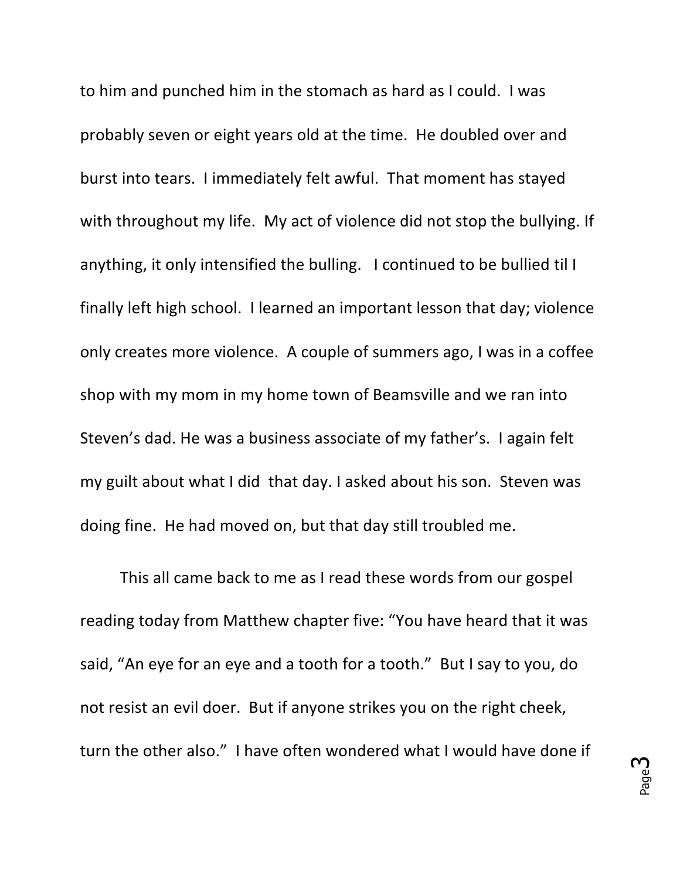to him and punched him in the stomach as hard as I could. I was probably seven or eight years old at the time. He doubled over and burst into tears. I immediately felt awful. That moment has stayed with throughout my life. My act of violence did not stop the bullying. If anything, it only intensified the bulling. I continued to be bullied til I finally left high school. I learned an important lesson that day; violence only creates more violence. A couple of summers ago, I was in a coffee shop with my mom in my home town of Beamsville and we ran into Steven's dad. He was a business associate of my father's. I again felt my guilt about what I did that day. I asked about his son. Steven was doing fine. He had moved on, but that day still troubled me.

This all came back to me as I read these words from our gospel reading today from Matthew chapter five: "You have heard that it was said, "An eye for an eye and a tooth for a tooth." But I say to you, do not resist an evil doer. But if anyone strikes you on the right cheek, turn the other also." I have often wondered what I would have done if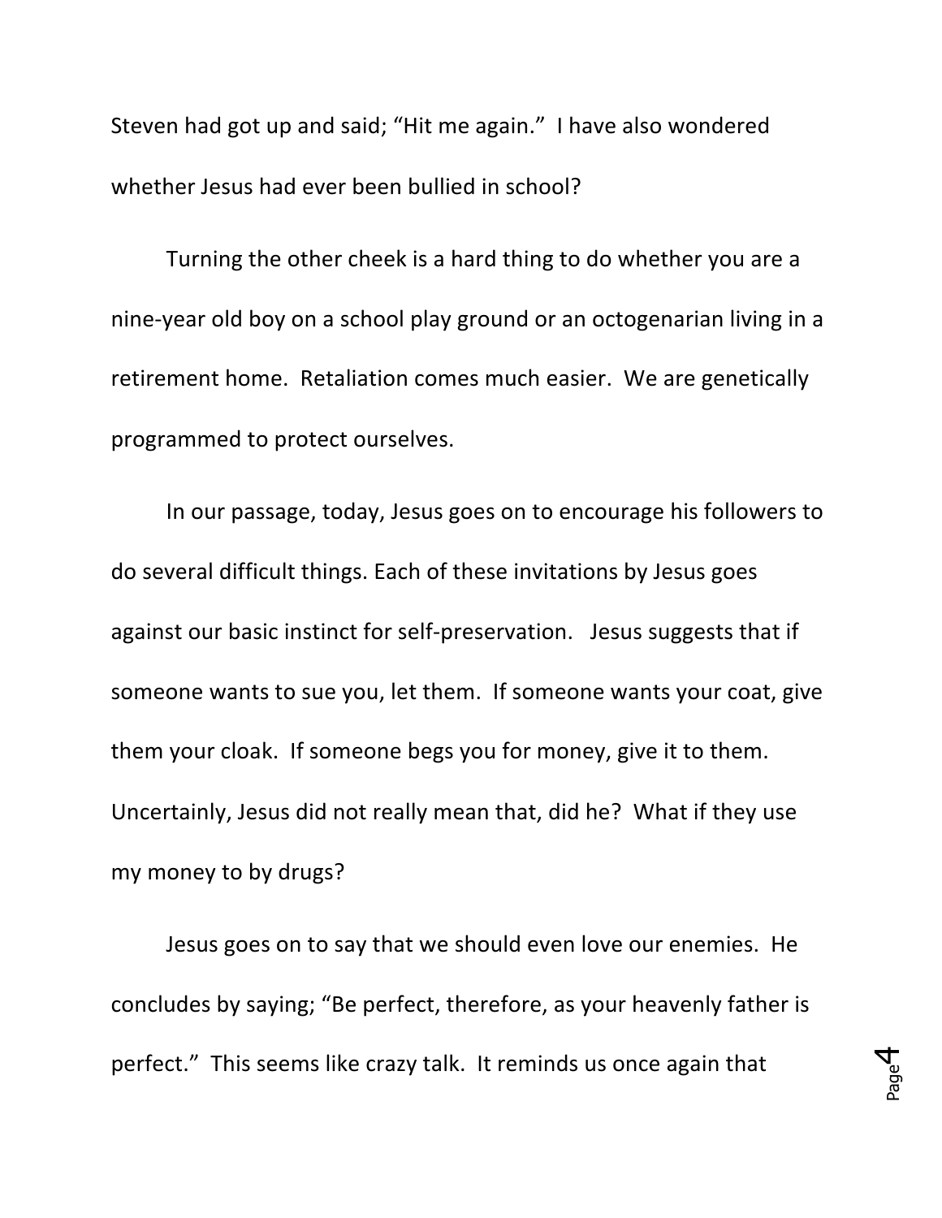Steven had got up and said; “Hit me again.” I have also wondered whether Jesus had ever been bullied in school?

Turning the other cheek is a hard thing to do whether you are a nine-year old boy on a school play ground or an octogenarian living in a retirement home. Retaliation comes much easier. We are genetically programmed to protect ourselves.

In our passage, today, Jesus goes on to encourage his followers to do several difficult things. Each of these invitations by Jesus goes against our basic instinct for self-preservation. Jesus suggests that if someone wants to sue you, let them. If someone wants your coat, give them your cloak. If someone begs you for money, give it to them. Uncertainly, Jesus did not really mean that, did he? What if they use my money to by drugs?

Jesus goes on to say that we should even love our enemies. He concludes by saying; “Be perfect, therefore, as your heavenly father is perfect.” This seems like crazy talk. It reminds us once again that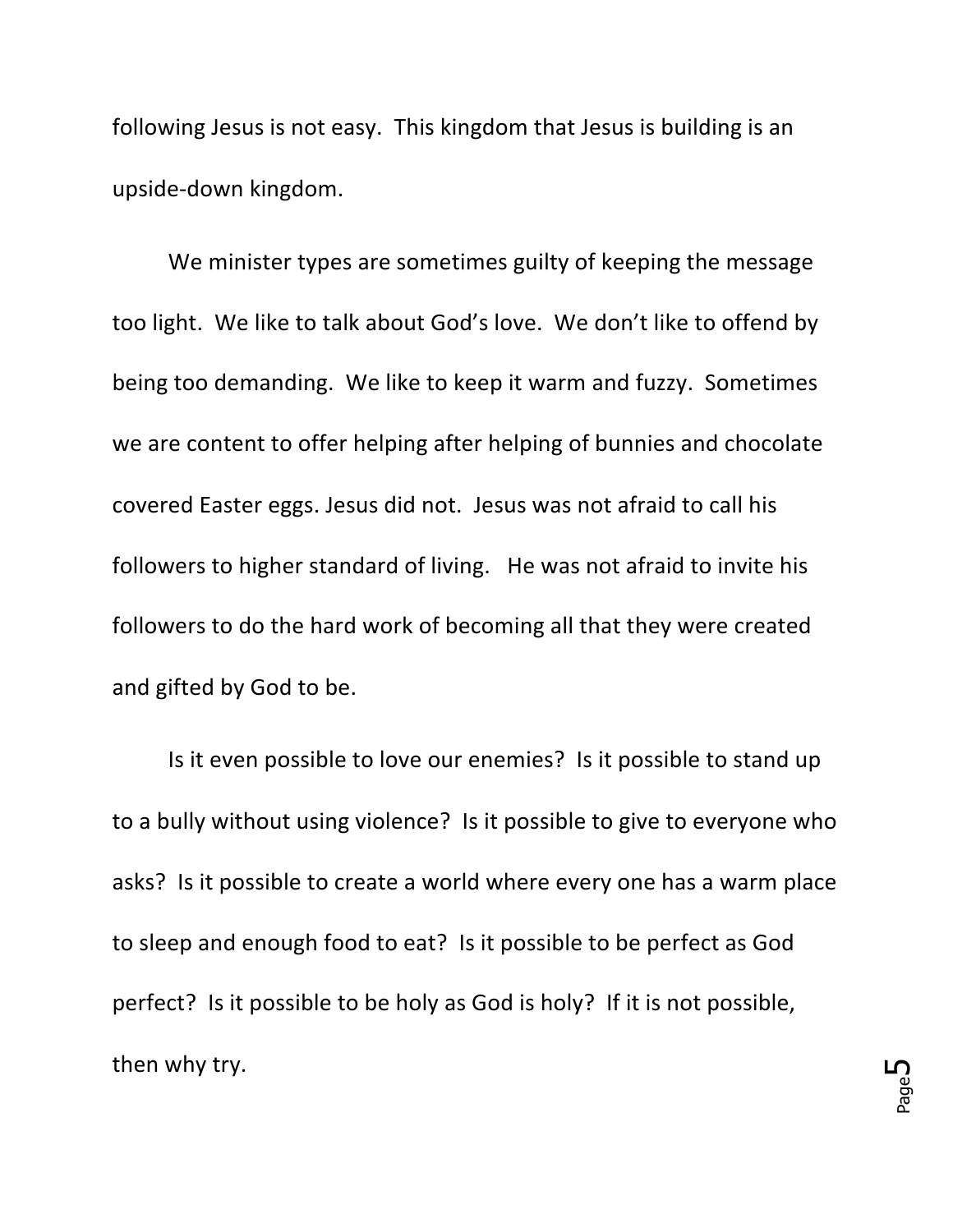following Jesus is not easy. This kingdom that Jesus is building is an upside-down kingdom.

We minister types are sometimes guilty of keeping the message too light. We like to talk about God's love. We don't like to offend by being too demanding. We like to keep it warm and fuzzy. Sometimes we are content to offer helping after helping of bunnies and chocolate covered Easter eggs. Jesus did not. Jesus was not afraid to call his followers to higher standard of living. He was not afraid to invite his followers to do the hard work of becoming all that they were created and gifted by God to be.

Is it even possible to love our enemies? Is it possible to stand up to a bully without using violence? Is it possible to give to everyone who asks? Is it possible to create a world where every one has a warm place to sleep and enough food to eat? Is it possible to be perfect as God perfect? Is it possible to be holy as God is holy? If it is not possible, then why try.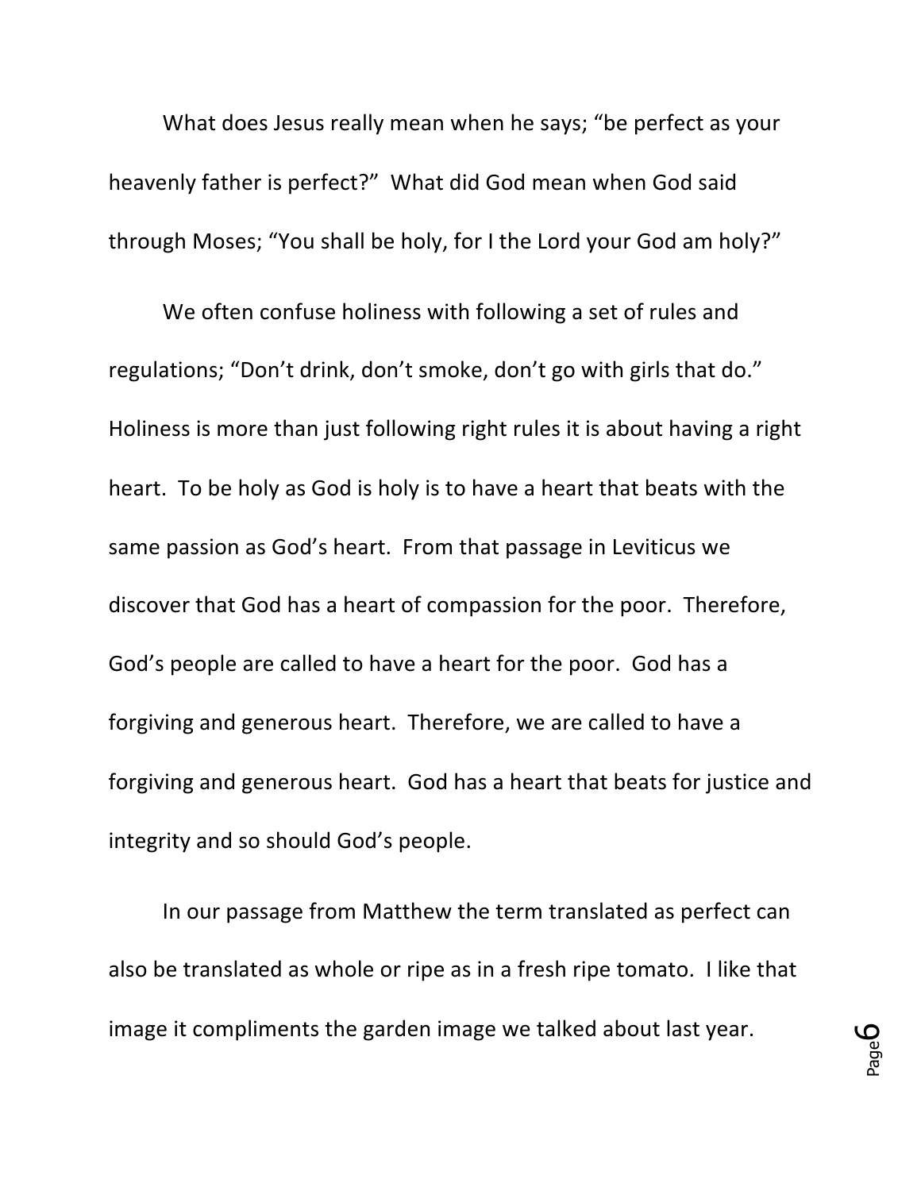What does Jesus really mean when he says; "be perfect as your heavenly father is perfect?" What did God mean when God said through Moses; "You shall be holy, for I the Lord your God am holy?"

We often confuse holiness with following a set of rules and regulations; "Don't drink, don't smoke, don't go with girls that do." Holiness is more than just following right rules it is about having a right heart. To be holy as God is holy is to have a heart that beats with the same passion as God's heart. From that passage in Leviticus we discover that God has a heart of compassion for the poor. Therefore, God's people are called to have a heart for the poor. God has a forgiving and generous heart. Therefore, we are called to have a forgiving and generous heart. God has a heart that beats for justice and integrity and so should God's people.

In our passage from Matthew the term translated as perfect can also be translated as whole or ripe as in a fresh ripe tomato. I like that image it compliments the garden image we talked about last year.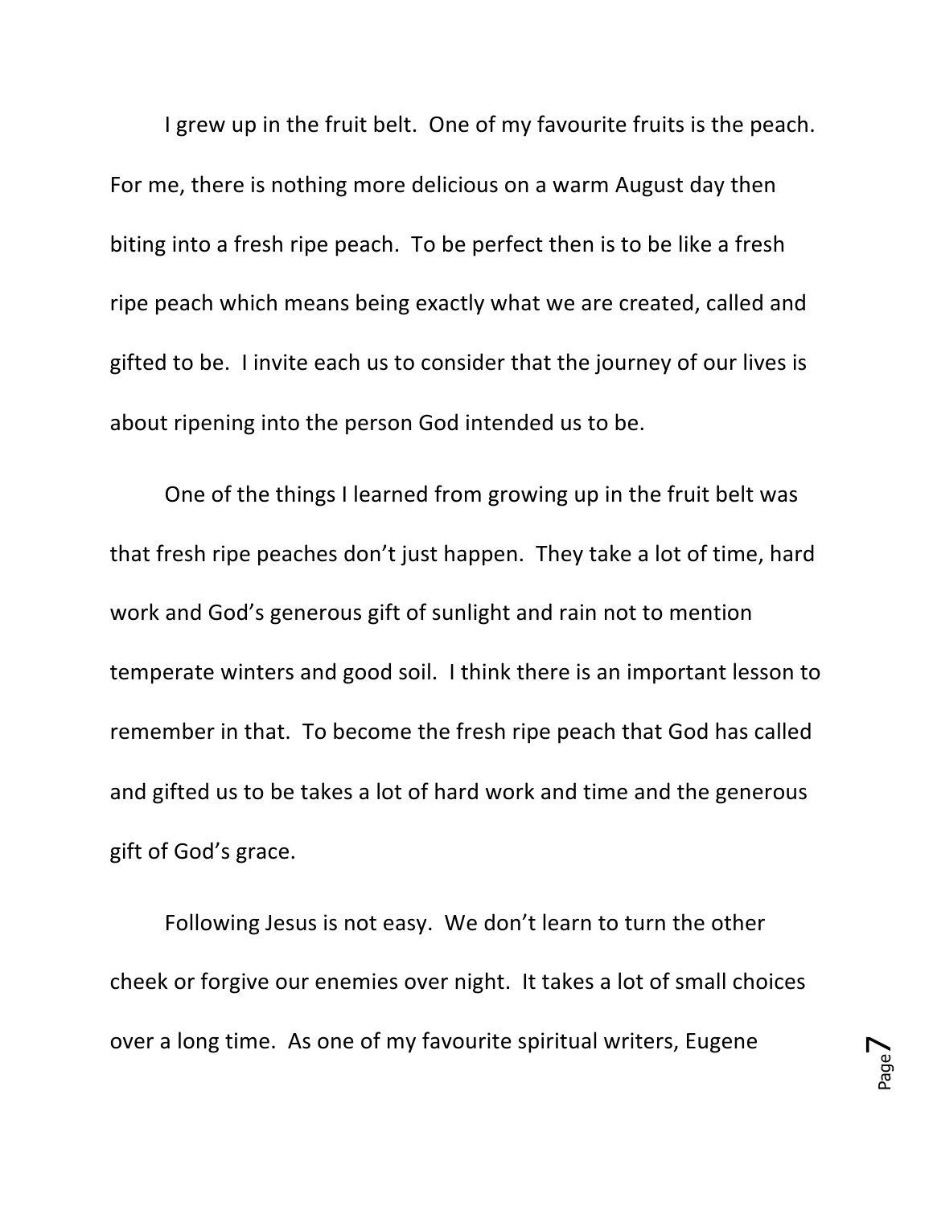I grew up in the fruit belt. One of my favourite fruits is the peach. For me, there is nothing more delicious on a warm August day then biting into a fresh ripe peach. To be perfect then is to be like a fresh ripe peach which means being exactly what we are created, called and gifted to be. I invite each us to consider that the journey of our lives is about ripening into the person God intended us to be.

One of the things I learned from growing up in the fruit belt was that fresh ripe peaches don't just happen. They take a lot of time, hard work and God's generous gift of sunlight and rain not to mention temperate winters and good soil. I think there is an important lesson to remember in that. To become the fresh ripe peach that God has called and gifted us to be takes a lot of hard work and time and the generous gift of God's grace.

Following Jesus is not easy. We don't learn to turn the other cheek or forgive our enemies over night. It takes a lot of small choices over a long time. As one of my favourite spiritual writers, Eugene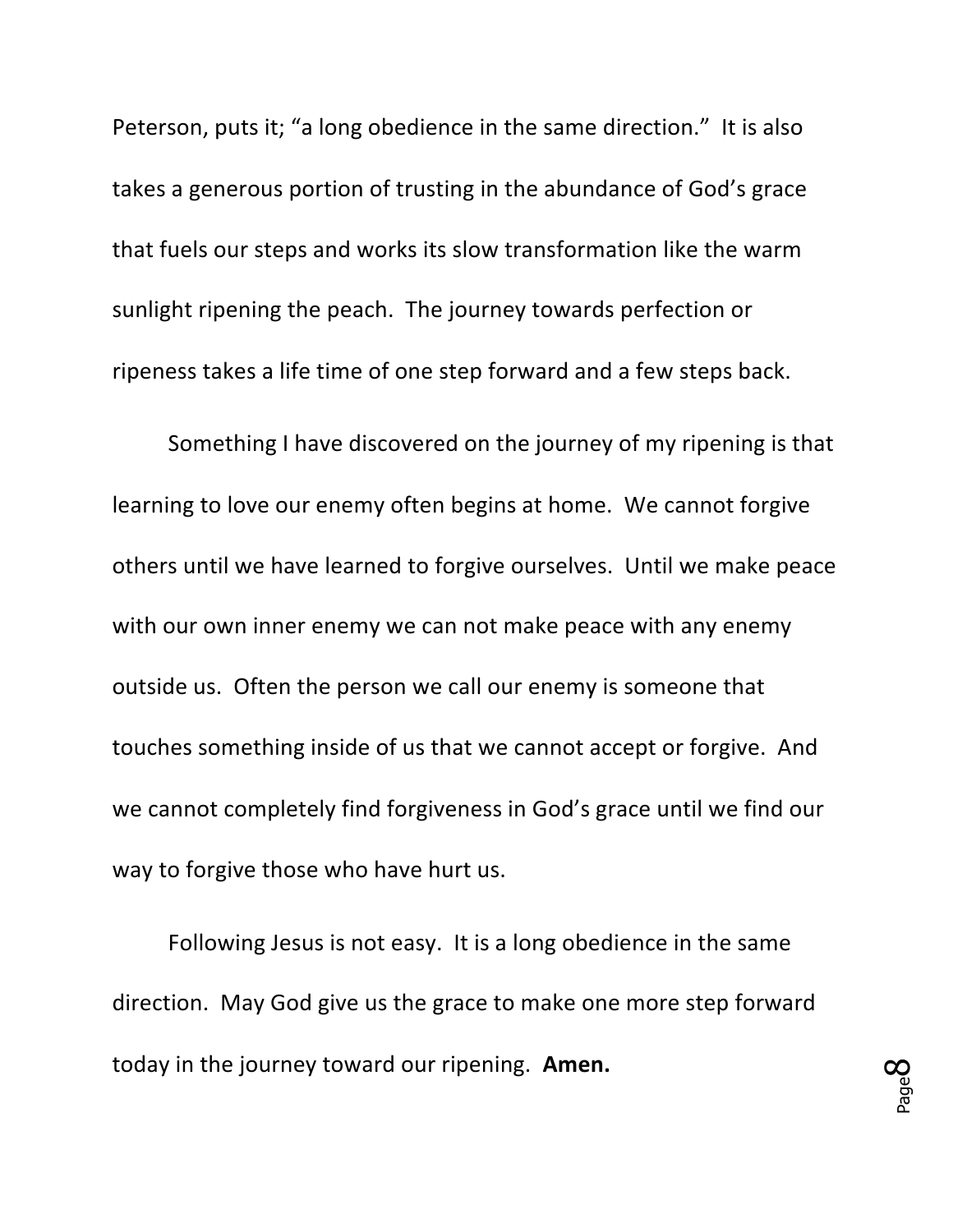Peterson, puts it; "a long obedience in the same direction." It is also takes a generous portion of trusting in the abundance of God's grace that fuels our steps and works its slow transformation like the warm sunlight ripening the peach. The journey towards perfection or ripeness takes a life time of one step forward and a few steps back.

Something I have discovered on the journey of my ripening is that learning to love our enemy often begins at home. We cannot forgive others until we have learned to forgive ourselves. Until we make peace with our own inner enemy we can not make peace with any enemy outside us. Often the person we call our enemy is someone that touches something inside of us that we cannot accept or forgive. And we cannot completely find forgiveness in God's grace until we find our way to forgive those who have hurt us.

Following Jesus is not easy. It is a long obedience in the same direction. May God give us the grace to make one more step forward today in the journey toward our ripening. **Amen.**